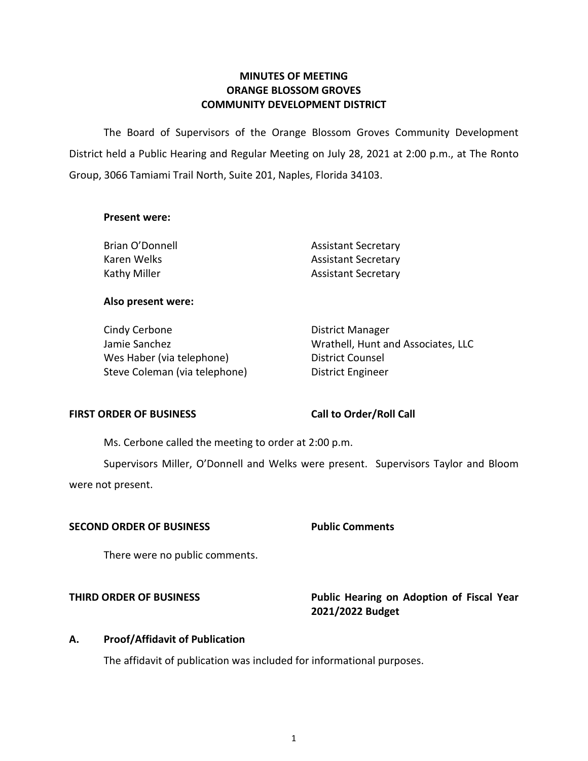# MINUTES OF MEETING
# ORANGE BLOSSOM GROVES
# COMMUNITY DEVELOPMENT DISTRICT

The Board of Supervisors of the Orange Blossom Groves Community Development District held a Public Hearing and Regular Meeting on July 28, 2021 at 2:00 p.m., at The Ronto Group, 3066 Tamiami Trail North, Suite 201, Naples, Florida 34103.

**Present were:**

| | |
|---|---|
| Brian O'Donnell | Assistant Secretary |
| Karen Welks | Assistant Secretary |
| Kathy Miller | Assistant Secretary |

**Also present were:**

| | |
|---|---|
| Cindy Cerbone | District Manager |
| Jamie Sanchez | Wrathell, Hunt and Associates, LLC |
| Wes Haber (via telephone) | District Counsel |
| Steve Coleman (via telephone) | District Engineer |

**FIRST ORDER OF BUSINESS** — **Call to Order/Roll Call**

Ms. Cerbone called the meeting to order at 2:00 p.m.

Supervisors Miller, O'Donnell and Welks were present. Supervisors Taylor and Bloom were not present.

**SECOND ORDER OF BUSINESS** — **Public Comments**

There were no public comments.

**THIRD ORDER OF BUSINESS** — **Public Hearing on Adoption of Fiscal Year 2021/2022 Budget**

**A. Proof/Affidavit of Publication**

The affidavit of publication was included for informational purposes.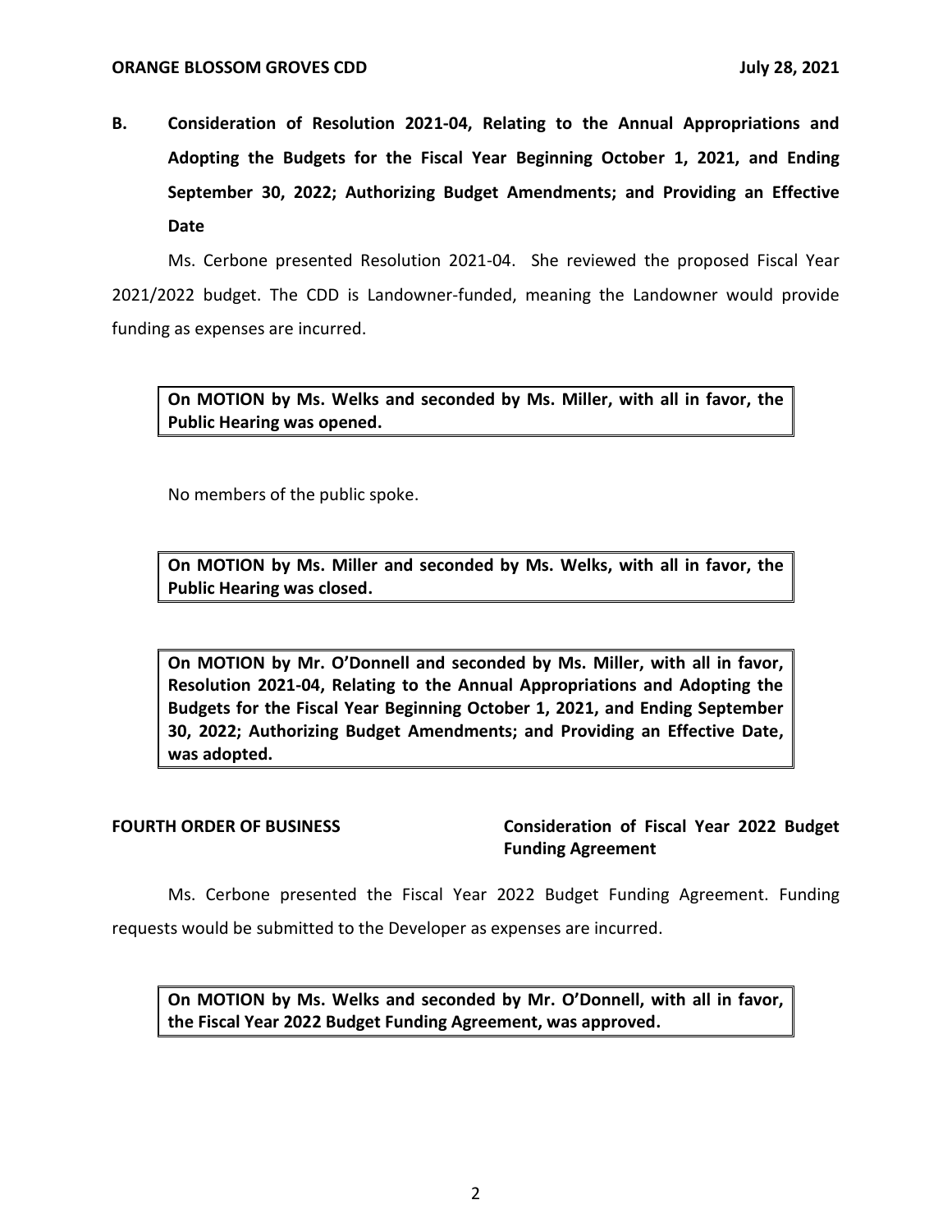**B. Consideration of Resolution 2021-04, Relating to the Annual Appropriations and Adopting the Budgets for the Fiscal Year Beginning October 1, 2021, and Ending September 30, 2022; Authorizing Budget Amendments; and Providing an Effective Date**

Ms. Cerbone presented Resolution 2021-04. She reviewed the proposed Fiscal Year 2021/2022 budget. The CDD is Landowner-funded, meaning the Landowner would provide funding as expenses are incurred.

> **On MOTION by Ms. Welks and seconded by Ms. Miller, with all in favor, the Public Hearing was opened.**

No members of the public spoke.

> **On MOTION by Ms. Miller and seconded by Ms. Welks, with all in favor, the Public Hearing was closed.**

> **On MOTION by Mr. O'Donnell and seconded by Ms. Miller, with all in favor, Resolution 2021-04, Relating to the Annual Appropriations and Adopting the Budgets for the Fiscal Year Beginning October 1, 2021, and Ending September 30, 2022; Authorizing Budget Amendments; and Providing an Effective Date, was adopted.**

**FOURTH ORDER OF BUSINESS — Consideration of Fiscal Year 2022 Budget Funding Agreement**

Ms. Cerbone presented the Fiscal Year 2022 Budget Funding Agreement. Funding requests would be submitted to the Developer as expenses are incurred.

> **On MOTION by Ms. Welks and seconded by Mr. O'Donnell, with all in favor, the Fiscal Year 2022 Budget Funding Agreement, was approved.**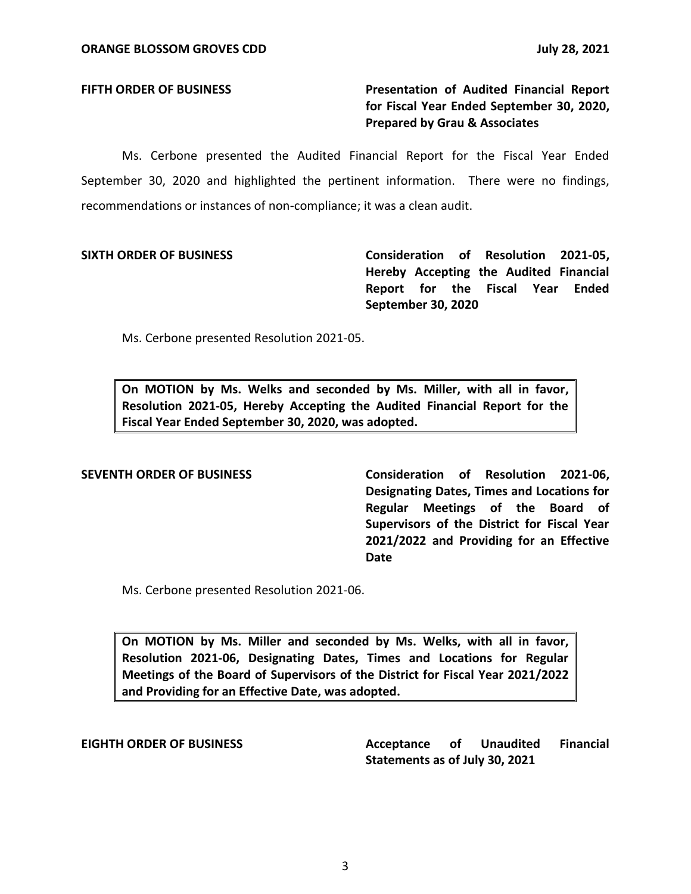**FIFTH ORDER OF BUSINESS** **Presentation of Audited Financial Report for Fiscal Year Ended September 30, 2020, Prepared by Grau & Associates**

Ms. Cerbone presented the Audited Financial Report for the Fiscal Year Ended September 30, 2020 and highlighted the pertinent information. There were no findings, recommendations or instances of non-compliance; it was a clean audit.

**SIXTH ORDER OF BUSINESS** **Consideration of Resolution 2021-05, Hereby Accepting the Audited Financial Report for the Fiscal Year Ended September 30, 2020**

Ms. Cerbone presented Resolution 2021-05.

> **On MOTION by Ms. Welks and seconded by Ms. Miller, with all in favor, Resolution 2021-05, Hereby Accepting the Audited Financial Report for the Fiscal Year Ended September 30, 2020, was adopted.**

**SEVENTH ORDER OF BUSINESS** **Consideration of Resolution 2021-06, Designating Dates, Times and Locations for Regular Meetings of the Board of Supervisors of the District for Fiscal Year 2021/2022 and Providing for an Effective Date**

Ms. Cerbone presented Resolution 2021-06.

> **On MOTION by Ms. Miller and seconded by Ms. Welks, with all in favor, Resolution 2021-06, Designating Dates, Times and Locations for Regular Meetings of the Board of Supervisors of the District for Fiscal Year 2021/2022 and Providing for an Effective Date, was adopted.**

**EIGHTH ORDER OF BUSINESS** **Acceptance of Unaudited Financial Statements as of July 30, 2021**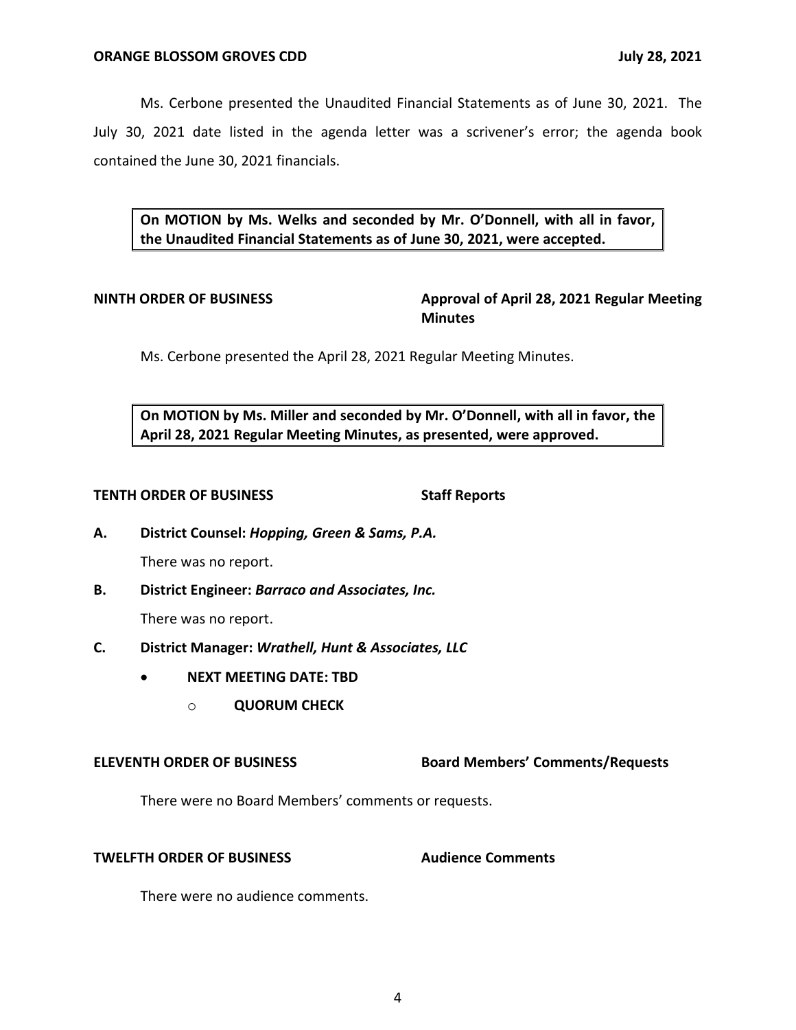Ms. Cerbone presented the Unaudited Financial Statements as of June 30, 2021. The July 30, 2021 date listed in the agenda letter was a scrivener's error; the agenda book contained the June 30, 2021 financials.

> **On MOTION by Ms. Welks and seconded by Mr. O'Donnell, with all in favor, the Unaudited Financial Statements as of June 30, 2021, were accepted.**

**NINTH ORDER OF BUSINESS** **Approval of April 28, 2021 Regular Meeting Minutes**

Ms. Cerbone presented the April 28, 2021 Regular Meeting Minutes.

> **On MOTION by Ms. Miller and seconded by Mr. O'Donnell, with all in favor, the April 28, 2021 Regular Meeting Minutes, as presented, were approved.**

**TENTH ORDER OF BUSINESS** **Staff Reports**

**A. District Counsel: *Hopping, Green & Sams, P.A.***

There was no report.

**B. District Engineer: *Barraco and Associates, Inc.***

There was no report.

**C. District Manager: *Wrathell, Hunt & Associates, LLC***

- **NEXT MEETING DATE: TBD**
  - **QUORUM CHECK**

**ELEVENTH ORDER OF BUSINESS** **Board Members' Comments/Requests**

There were no Board Members' comments or requests.

**TWELFTH ORDER OF BUSINESS** **Audience Comments**

There were no audience comments.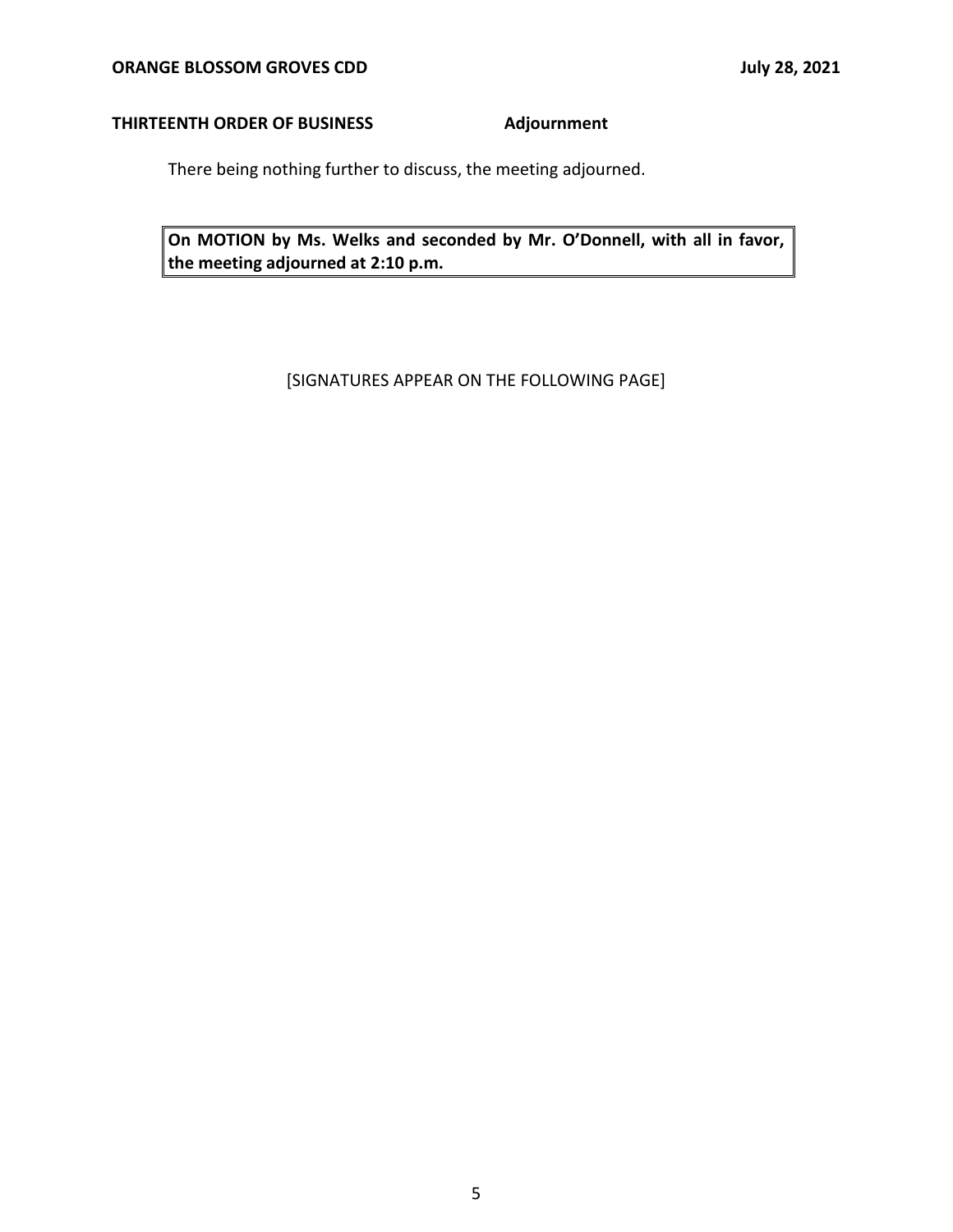**THIRTEENTH ORDER OF BUSINESS** **Adjournment**

There being nothing further to discuss, the meeting adjourned.

> **On MOTION by Ms. Welks and seconded by Mr. O'Donnell, with all in favor, the meeting adjourned at 2:10 p.m.**

[SIGNATURES APPEAR ON THE FOLLOWING PAGE]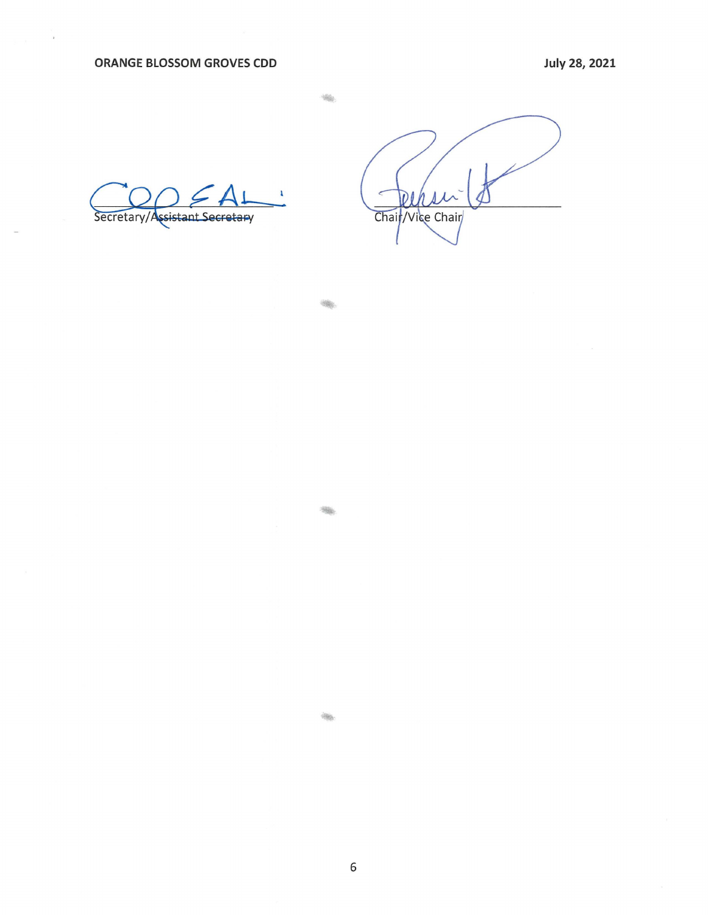ORANGE BLOSSOM GROVES CDD

July 28, 2021

___________________________
Secretary/~~Assistant Secretary~~

___________________________
Chair/Vice Chair